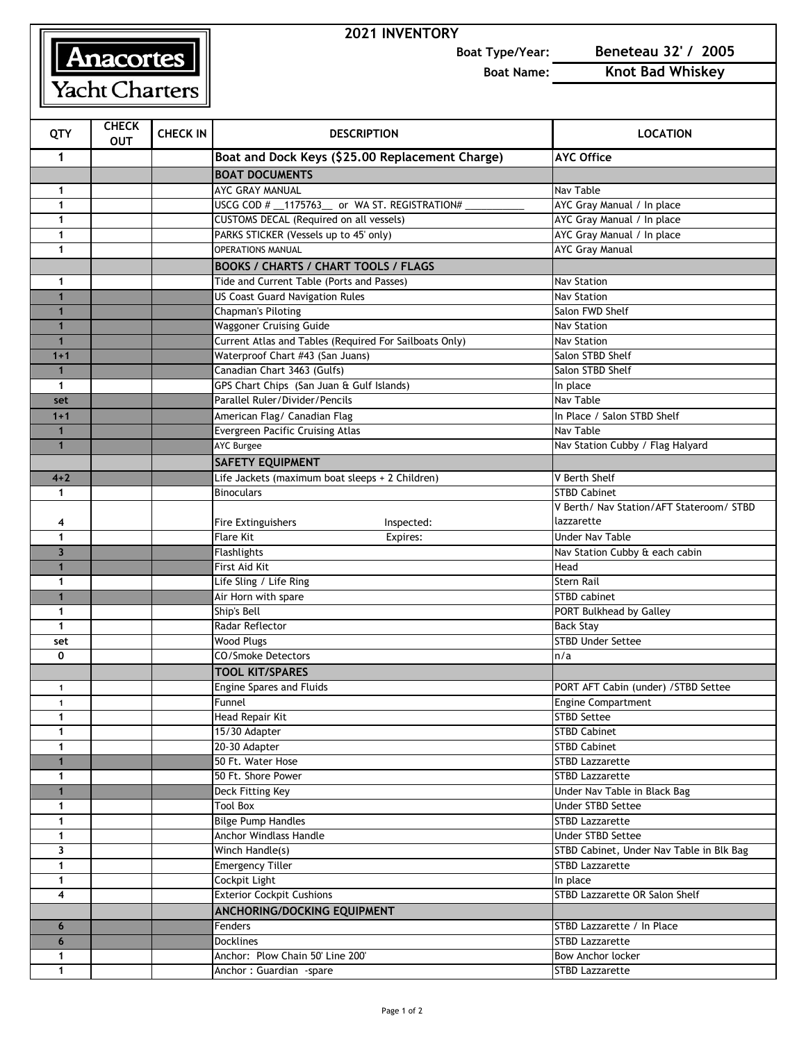**Anacortes Yacht Charters**

## 2021 INVENTORY

**Boat Type/Year:** Beneteau 32' / 2005

**Boat Name:** Knot Bad Whiskey

| QTY | CHECK OUT | CHECK IN | DESCRIPTION | LOCATION |
|---|---|---|---|---|
| 1 | | | **Boat and Dock Keys ($25.00 Replacement Charge)** | **AYC Office** |
| | | | **BOAT DOCUMENTS** | |
| 1 | | | AYC GRAY MANUAL | Nav Table |
| 1 | | | USCG COD # __1175763__ or WA ST. REGISTRATION# __________ | AYC Gray Manual / In place |
| 1 | | | CUSTOMS DECAL (Required on all vessels) | AYC Gray Manual / In place |
| 1 | | | PARKS STICKER (Vessels up to 45' only) | AYC Gray Manual / In place |
| 1 | | | OPERATIONS MANUAL | AYC Gray Manual |
| | | | **BOOKS / CHARTS / CHART TOOLS / FLAGS** | |
| 1 | | | Tide and Current Table (Ports and Passes) | Nav Station |
| 1 | | | US Coast Guard Navigation Rules | Nav Station |
| 1 | | | Chapman's Piloting | Salon FWD Shelf |
| 1 | | | Waggoner Cruising Guide | Nav Station |
| 1 | | | Current Atlas and Tables (Required For Sailboats Only) | Nav Station |
| 1+1 | | | Waterproof Chart #43 (San Juans) | Salon STBD Shelf |
| 1 | | | Canadian Chart 3463 (Gulfs) | Salon STBD Shelf |
| 1 | | | GPS Chart Chips (San Juan & Gulf Islands) | In place |
| set | | | Parallel Ruler/Divider/Pencils | Nav Table |
| 1+1 | | | American Flag/ Canadian Flag | In Place / Salon STBD Shelf |
| 1 | | | Evergreen Pacific Cruising Atlas | Nav Table |
| 1 | | | AYC Burgee | Nav Station Cubby / Flag Halyard |
| | | | **SAFETY EQUIPMENT** | |
| 4+2 | | | Life Jackets (maximum boat sleeps + 2 Children) | V Berth Shelf |
| 1 | | | Binoculars | STBD Cabinet |
| 4 | | | Fire Extinguishers Inspected: | V Berth/ Nav Station/AFT Stateroom/ STBD lazzarette |
| 1 | | | Flare Kit Expires: | Under Nav Table |
| 3 | | | Flashlights | Nav Station Cubby & each cabin |
| 1 | | | First Aid Kit | Head |
| 1 | | | Life Sling / Life Ring | Stern Rail |
| 1 | | | Air Horn with spare | STBD cabinet |
| 1 | | | Ship's Bell | PORT Bulkhead by Galley |
| 1 | | | Radar Reflector | Back Stay |
| set | | | Wood Plugs | STBD Under Settee |
| 0 | | | CO/Smoke Detectors | n/a |
| | | | **TOOL KIT/SPARES** | |
| 1 | | | Engine Spares and Fluids | PORT AFT Cabin (under) /STBD Settee |
| 1 | | | Funnel | Engine Compartment |
| 1 | | | Head Repair Kit | STBD Settee |
| 1 | | | 15/30 Adapter | STBD Cabinet |
| 1 | | | 20-30 Adapter | STBD Cabinet |
| 1 | | | 50 Ft. Water Hose | STBD Lazzarette |
| 1 | | | 50 Ft. Shore Power | STBD Lazzarette |
| 1 | | | Deck Fitting Key | Under Nav Table in Black Bag |
| 1 | | | Tool Box | Under STBD Settee |
| 1 | | | Bilge Pump Handles | STBD Lazzarette |
| 1 | | | Anchor Windlass Handle | Under STBD Settee |
| 3 | | | Winch Handle(s) | STBD Cabinet, Under Nav Table in Blk Bag |
| 1 | | | Emergency Tiller | STBD Lazzarette |
| 1 | | | Cockpit Light | In place |
| 4 | | | Exterior Cockpit Cushions | STBD Lazzarette OR Salon Shelf |
| | | | **ANCHORING/DOCKING EQUIPMENT** | |
| 6 | | | Fenders | STBD Lazzarette / In Place |
| 6 | | | Docklines | STBD Lazzarette |
| 1 | | | Anchor: Plow Chain 50' Line 200' | Bow Anchor locker |
| 1 | | | Anchor : Guardian -spare | STBD Lazzarette |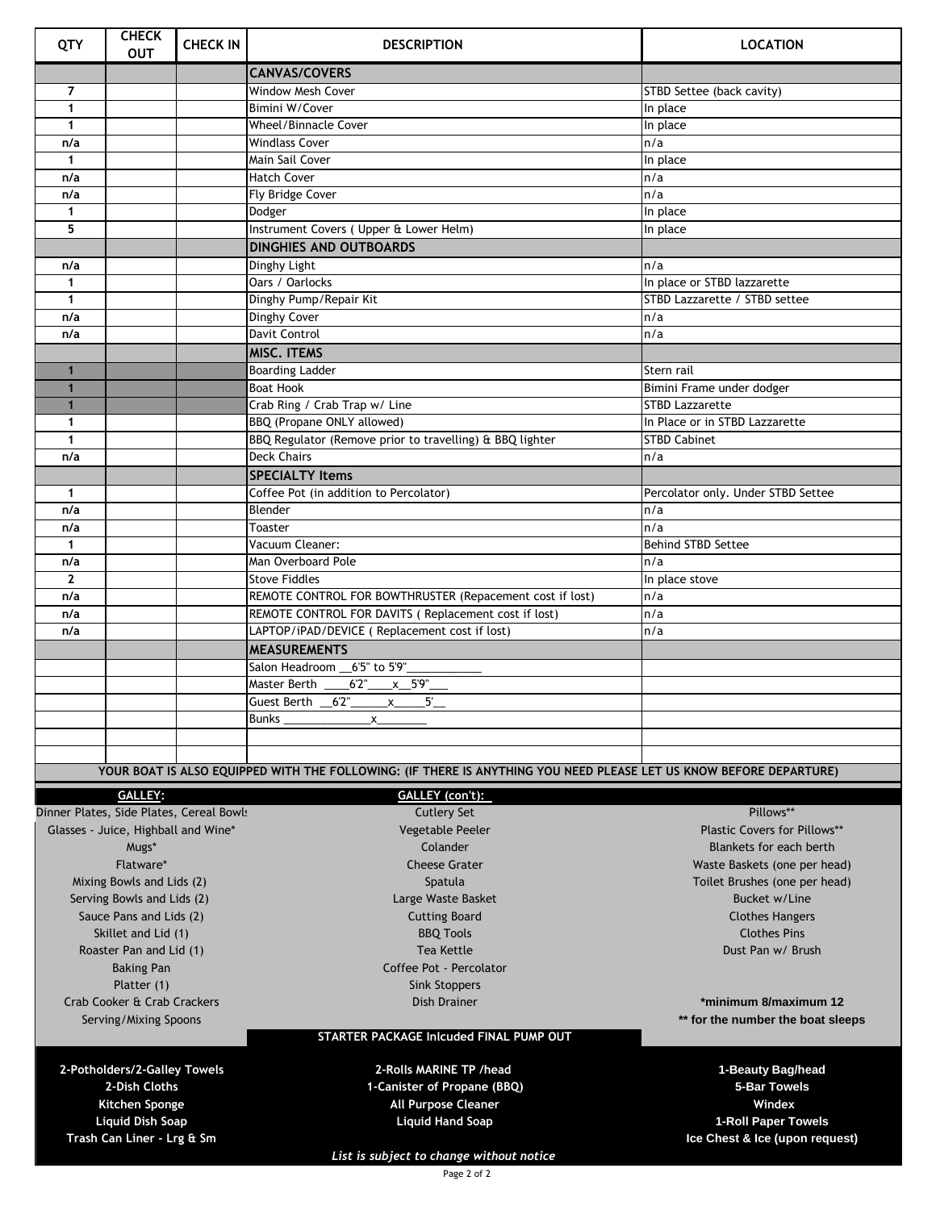| QTY | CHECK OUT | CHECK IN | DESCRIPTION | LOCATION |
|---|---|---|---|---|
| | | | **CANVAS/COVERS** | |
| 7 | | | Window Mesh Cover | STBD Settee (back cavity) |
| 1 | | | Bimini W/Cover | In place |
| 1 | | | Wheel/Binnacle Cover | In place |
| n/a | | | Windlass Cover | n/a |
| 1 | | | Main Sail Cover | In place |
| n/a | | | Hatch Cover | n/a |
| n/a | | | Fly Bridge Cover | n/a |
| 1 | | | Dodger | In place |
| 5 | | | Instrument Covers ( Upper & Lower Helm) | In place |
| | | | **DINGHIES AND OUTBOARDS** | |
| n/a | | | Dinghy Light | n/a |
| 1 | | | Oars / Oarlocks | In place or STBD lazzarette |
| 1 | | | Dinghy Pump/Repair Kit | STBD Lazzarette / STBD settee |
| n/a | | | Dinghy Cover | n/a |
| n/a | | | Davit Control | n/a |
| | | | **MISC. ITEMS** | |
| 1 | | | Boarding Ladder | Stern rail |
| 1 | | | Boat Hook | Bimini Frame under dodger |
| 1 | | | Crab Ring / Crab Trap w/ Line | STBD Lazzarette |
| 1 | | | BBQ (Propane ONLY allowed) | In Place or in STBD Lazzarette |
| 1 | | | BBQ Regulator (Remove prior to travelling) & BBQ lighter | STBD Cabinet |
| n/a | | | Deck Chairs | n/a |
| | | | **SPECIALTY Items** | |
| 1 | | | Coffee Pot (in addition to Percolator) | Percolator only. Under STBD Settee |
| n/a | | | Blender | n/a |
| n/a | | | Toaster | n/a |
| 1 | | | Vacuum Cleaner: | Behind STBD Settee |
| n/a | | | Man Overboard Pole | n/a |
| 2 | | | Stove Fiddles | In place stove |
| n/a | | | REMOTE CONTROL FOR BOWTHRUSTER (Repacement cost if lost) | n/a |
| n/a | | | REMOTE CONTROL FOR DAVITS ( Replacement cost if lost) | n/a |
| n/a | | | LAPTOP/iPAD/DEVICE ( Replacement cost if lost) | n/a |
| | | | **MEASUREMENTS** | |
| | | | Salon Headroom __6'5" to 5'9"___________ | |
| | | | Master Berth ____6'2"____x__5'9"___ | |
| | | | Guest Berth __6'2"______x_____5'__ | |
| | | | Bunks _____________x_______ | |
| | | | | |
| | | | | |

**YOUR BOAT IS ALSO EQUIPPED WITH THE FOLLOWING: (IF THERE IS ANYTHING YOU NEED PLEASE LET US KNOW BEFORE DEPARTURE)**

| GALLEY: | GALLEY (con't): | |
|---|---|---|
| Dinner Plates, Side Plates, Cereal Bowls | Cutlery Set | Pillows** |
| Glasses - Juice, Highball and Wine* | Vegetable Peeler | Plastic Covers for Pillows** |
| Mugs* | Colander | Blankets for each berth |
| Flatware* | Cheese Grater | Waste Baskets (one per head) |
| Mixing Bowls and Lids (2) | Spatula | Toilet Brushes (one per head) |
| Serving Bowls and Lids (2) | Large Waste Basket | Bucket w/Line |
| Sauce Pans and Lids (2) | Cutting Board | Clothes Hangers |
| Skillet and Lid (1) | BBQ Tools | Clothes Pins |
| Roaster Pan and Lid (1) | Tea Kettle | Dust Pan w/ Brush |
| Baking Pan | Coffee Pot - Percolator | |
| Platter (1) | Sink Stoppers | |
| Crab Cooker & Crab Crackers | Dish Drainer | ***minimum 8/maximum 12** |
| Serving/Mixing Spoons | | **** for the number the boat sleeps** |

**STARTER PACKAGE Inlcuded FINAL PUMP OUT**

| | | |
|---|---|---|
| **2-Potholders/2-Galley Towels** | **2-Rolls MARINE TP /head** | **1-Beauty Bag/head** |
| **2-Dish Cloths** | **1-Canister of Propane (BBQ)** | **5-Bar Towels** |
| **Kitchen Sponge** | **All Purpose Cleaner** | **Windex** |
| **Liquid Dish Soap** | **Liquid Hand Soap** | **1-Roll Paper Towels** |
| **Trash Can Liner - Lrg & Sm** | | **Ice Chest & Ice (upon request)** |

***List is subject to change without notice***